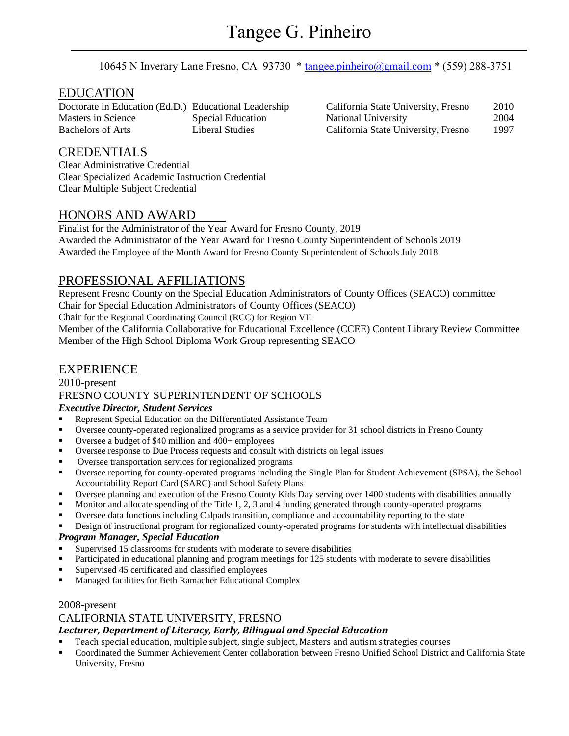# Tangee G. Pinheiro

10645 N Inverary Lane Fresno, CA 93730 * tangee.pinheiro@gmail.com * (559) 288-3751

## EDUCATION

| | | | |
|---|---|---|---|
| Doctorate in Education (Ed.D.) | Educational Leadership | California State University, Fresno | 2010 |
| Masters in Science | Special Education | National University | 2004 |
| Bachelors of Arts | Liberal Studies | California State University, Fresno | 1997 |

## CREDENTIALS

Clear Administrative Credential
Clear Specialized Academic Instruction Credential
Clear Multiple Subject Credential

## HONORS AND AWARD

Finalist for the Administrator of the Year Award for Fresno County, 2019
Awarded the Administrator of the Year Award for Fresno County Superintendent of Schools 2019
Awarded the Employee of the Month Award for Fresno County Superintendent of Schools July 2018

## PROFESSIONAL AFFILIATIONS

Represent Fresno County on the Special Education Administrators of County Offices (SEACO) committee
Chair for Special Education Administrators of County Offices (SEACO)
Chair for the Regional Coordinating Council (RCC) for Region VII
Member of the California Collaborative for Educational Excellence (CCEE) Content Library Review Committee
Member of the High School Diploma Work Group representing SEACO

## EXPERIENCE

2010-present
FRESNO COUNTY SUPERINTENDENT OF SCHOOLS

***Executive Director, Student Services***

- Represent Special Education on the Differentiated Assistance Team
- Oversee county-operated regionalized programs as a service provider for 31 school districts in Fresno County
- Oversee a budget of $40 million and 400+ employees
- Oversee response to Due Process requests and consult with districts on legal issues
- Oversee transportation services for regionalized programs
- Oversee reporting for county-operated programs including the Single Plan for Student Achievement (SPSA), the School Accountability Report Card (SARC) and School Safety Plans
- Oversee planning and execution of the Fresno County Kids Day serving over 1400 students with disabilities annually
- Monitor and allocate spending of the Title 1, 2, 3 and 4 funding generated through county-operated programs
- Oversee data functions including Calpads transition, compliance and accountability reporting to the state
- Design of instructional program for regionalized county-operated programs for students with intellectual disabilities

***Program Manager, Special Education***

- Supervised 15 classrooms for students with moderate to severe disabilities
- Participated in educational planning and program meetings for 125 students with moderate to severe disabilities
- Supervised 45 certificated and classified employees
- Managed facilities for Beth Ramacher Educational Complex

2008-present
CALIFORNIA STATE UNIVERSITY, FRESNO

***Lecturer, Department of Literacy, Early, Bilingual and Special Education***

- Teach special education, multiple subject, single subject, Masters and autism strategies courses
- Coordinated the Summer Achievement Center collaboration between Fresno Unified School District and California State University, Fresno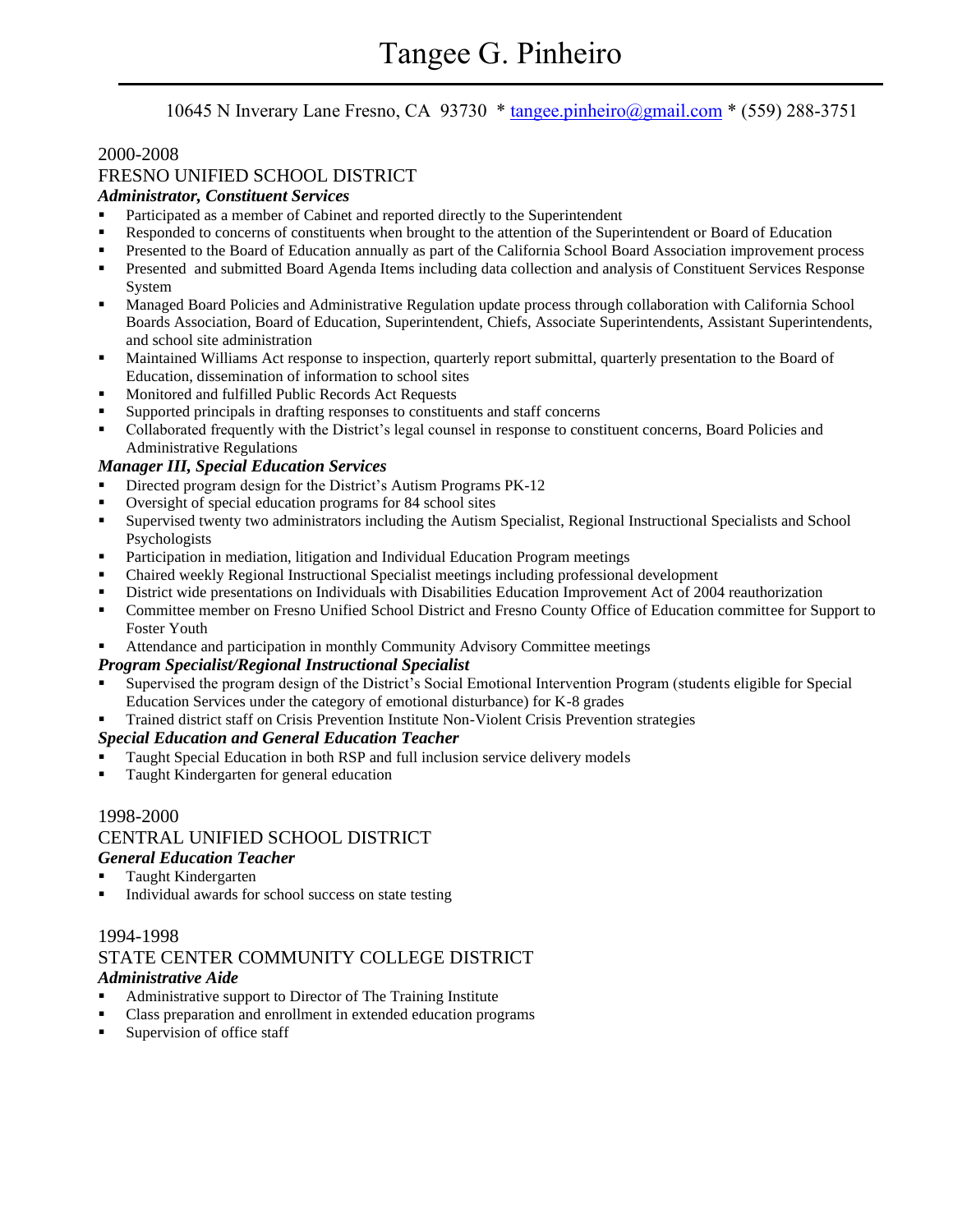# Tangee G. Pinheiro

10645 N Inverary Lane Fresno, CA 93730 * tangee.pinheiro@gmail.com * (559) 288-3751

2000-2008

FRESNO UNIFIED SCHOOL DISTRICT

***Administrator, Constituent Services***

- Participated as a member of Cabinet and reported directly to the Superintendent
- Responded to concerns of constituents when brought to the attention of the Superintendent or Board of Education
- Presented to the Board of Education annually as part of the California School Board Association improvement process
- Presented and submitted Board Agenda Items including data collection and analysis of Constituent Services Response System
- Managed Board Policies and Administrative Regulation update process through collaboration with California School Boards Association, Board of Education, Superintendent, Chiefs, Associate Superintendents, Assistant Superintendents, and school site administration
- Maintained Williams Act response to inspection, quarterly report submittal, quarterly presentation to the Board of Education, dissemination of information to school sites
- Monitored and fulfilled Public Records Act Requests
- Supported principals in drafting responses to constituents and staff concerns
- Collaborated frequently with the District's legal counsel in response to constituent concerns, Board Policies and Administrative Regulations

***Manager III, Special Education Services***

- Directed program design for the District's Autism Programs PK-12
- Oversight of special education programs for 84 school sites
- Supervised twenty two administrators including the Autism Specialist, Regional Instructional Specialists and School Psychologists
- Participation in mediation, litigation and Individual Education Program meetings
- Chaired weekly Regional Instructional Specialist meetings including professional development
- District wide presentations on Individuals with Disabilities Education Improvement Act of 2004 reauthorization
- Committee member on Fresno Unified School District and Fresno County Office of Education committee for Support to Foster Youth
- Attendance and participation in monthly Community Advisory Committee meetings

***Program Specialist/Regional Instructional Specialist***

- Supervised the program design of the District's Social Emotional Intervention Program (students eligible for Special Education Services under the category of emotional disturbance) for K-8 grades
- Trained district staff on Crisis Prevention Institute Non-Violent Crisis Prevention strategies

***Special Education and General Education Teacher***

- Taught Special Education in both RSP and full inclusion service delivery models
- Taught Kindergarten for general education

1998-2000

CENTRAL UNIFIED SCHOOL DISTRICT

***General Education Teacher***

- Taught Kindergarten
- Individual awards for school success on state testing

1994-1998

STATE CENTER COMMUNITY COLLEGE DISTRICT

***Administrative Aide***

- Administrative support to Director of The Training Institute
- Class preparation and enrollment in extended education programs
- Supervision of office staff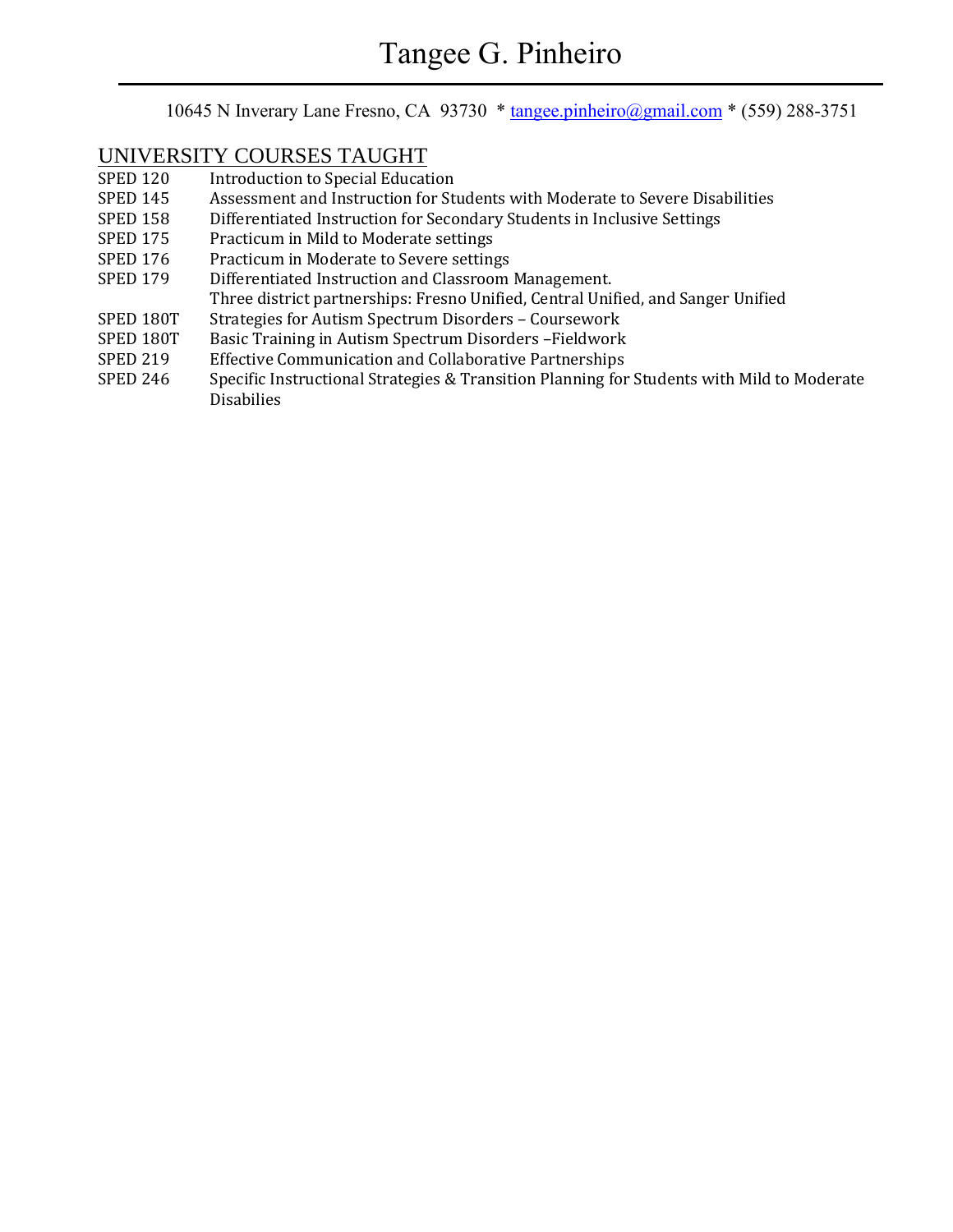# Tangee G. Pinheiro

10645 N Inverary Lane Fresno, CA 93730 * tangee.pinheiro@gmail.com * (559) 288-3751

## UNIVERSITY COURSES TAUGHT

| | |
|---|---|
| SPED 120 | Introduction to Special Education |
| SPED 145 | Assessment and Instruction for Students with Moderate to Severe Disabilities |
| SPED 158 | Differentiated Instruction for Secondary Students in Inclusive Settings |
| SPED 175 | Practicum in Mild to Moderate settings |
| SPED 176 | Practicum in Moderate to Severe settings |
| SPED 179 | Differentiated Instruction and Classroom Management. Three district partnerships: Fresno Unified, Central Unified, and Sanger Unified |
| SPED 180T | Strategies for Autism Spectrum Disorders – Coursework |
| SPED 180T | Basic Training in Autism Spectrum Disorders –Fieldwork |
| SPED 219 | Effective Communication and Collaborative Partnerships |
| SPED 246 | Specific Instructional Strategies & Transition Planning for Students with Mild to Moderate Disabilies |